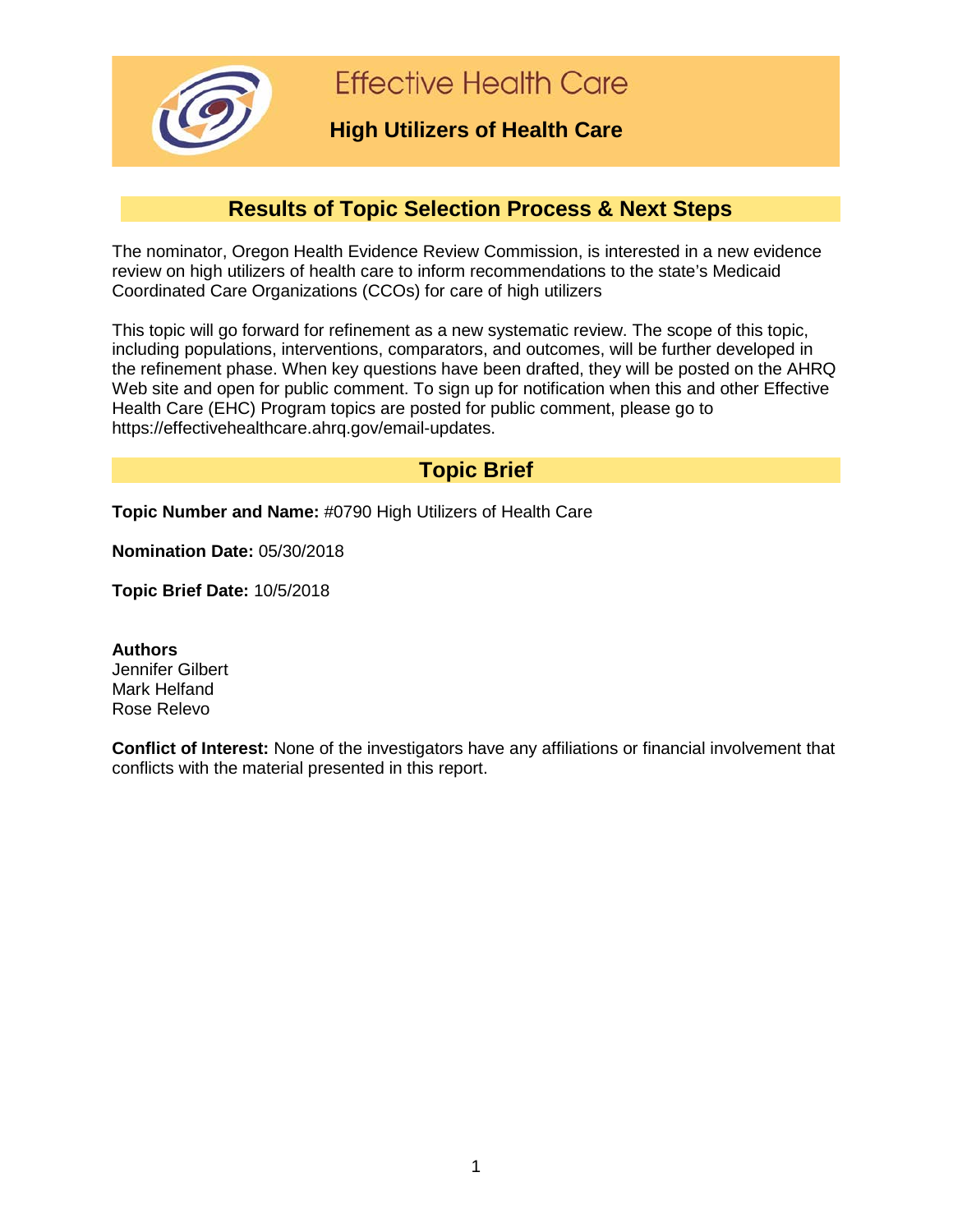# Effective Health Care

## High Utilizers of Health Care

## Results of Topic Selection Process & Next Steps

The nominator, Oregon Health Evidence Review Commission, is interested in a new evidence review on high utilizers of health care to inform recommendations to the state's Medicaid Coordinated Care Organizations (CCOs) for care of high utilizers

This topic will go forward for refinement as a new systematic review. The scope of this topic, including populations, interventions, comparators, and outcomes, will be further developed in the refinement phase. When key questions have been drafted, they will be posted on the AHRQ Web site and open for public comment. To sign up for notification when this and other Effective Health Care (EHC) Program topics are posted for public comment, please go to https://effectivehealthcare.ahrq.gov/email-updates.

## Topic Brief

**Topic Number and Name:** #0790 High Utilizers of Health Care

**Nomination Date:** 05/30/2018

**Topic Brief Date:** 10/5/2018

**Authors**
Jennifer Gilbert
Mark Helfand
Rose Relevo

**Conflict of Interest:** None of the investigators have any affiliations or financial involvement that conflicts with the material presented in this report.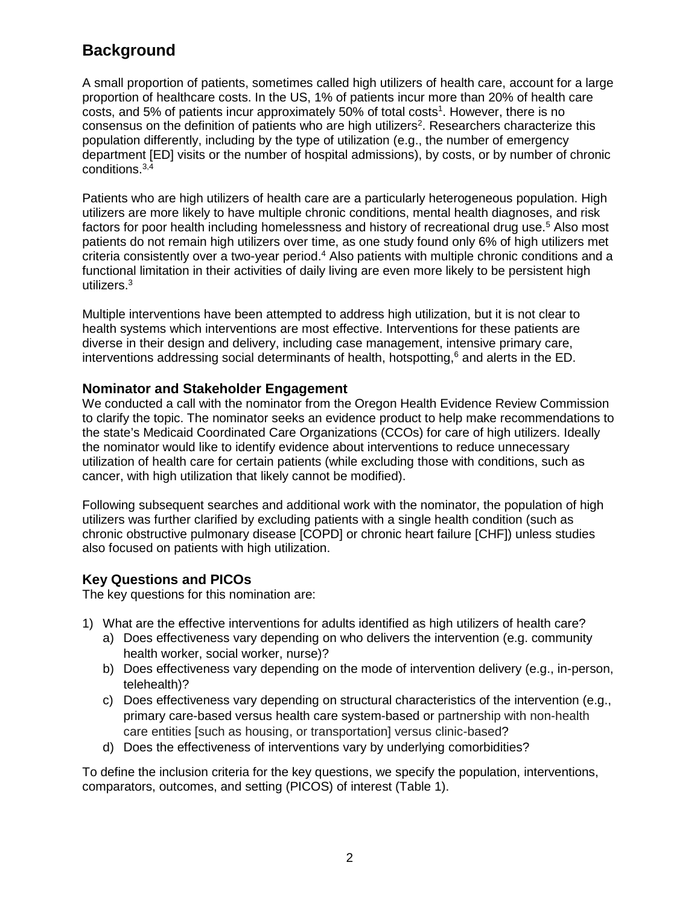# Background

A small proportion of patients, sometimes called high utilizers of health care, account for a large proportion of healthcare costs. In the US, 1% of patients incur more than 20% of health care costs, and 5% of patients incur approximately 50% of total costs[1]. However, there is no consensus on the definition of patients who are high utilizers[2]. Researchers characterize this population differently, including by the type of utilization (e.g., the number of emergency department [ED] visits or the number of hospital admissions), by costs, or by number of chronic conditions.[3,4]

Patients who are high utilizers of health care are a particularly heterogeneous population. High utilizers are more likely to have multiple chronic conditions, mental health diagnoses, and risk factors for poor health including homelessness and history of recreational drug use.[5] Also most patients do not remain high utilizers over time, as one study found only 6% of high utilizers met criteria consistently over a two-year period.[4] Also patients with multiple chronic conditions and a functional limitation in their activities of daily living are even more likely to be persistent high utilizers.[3]

Multiple interventions have been attempted to address high utilization, but it is not clear to health systems which interventions are most effective. Interventions for these patients are diverse in their design and delivery, including case management, intensive primary care, interventions addressing social determinants of health, hotspotting,[6] and alerts in the ED.

## Nominator and Stakeholder Engagement

We conducted a call with the nominator from the Oregon Health Evidence Review Commission to clarify the topic. The nominator seeks an evidence product to help make recommendations to the state's Medicaid Coordinated Care Organizations (CCOs) for care of high utilizers. Ideally the nominator would like to identify evidence about interventions to reduce unnecessary utilization of health care for certain patients (while excluding those with conditions, such as cancer, with high utilization that likely cannot be modified).

Following subsequent searches and additional work with the nominator, the population of high utilizers was further clarified by excluding patients with a single health condition (such as chronic obstructive pulmonary disease [COPD] or chronic heart failure [CHF]) unless studies also focused on patients with high utilization.

## Key Questions and PICOs

The key questions for this nomination are:

1) What are the effective interventions for adults identified as high utilizers of health care?
   a) Does effectiveness vary depending on who delivers the intervention (e.g. community health worker, social worker, nurse)?
   b) Does effectiveness vary depending on the mode of intervention delivery (e.g., in-person, telehealth)?
   c) Does effectiveness vary depending on structural characteristics of the intervention (e.g., primary care-based versus health care system-based or partnership with non-health care entities [such as housing, or transportation] versus clinic-based?
   d) Does the effectiveness of interventions vary by underlying comorbidities?

To define the inclusion criteria for the key questions, we specify the population, interventions, comparators, outcomes, and setting (PICOS) of interest (Table 1).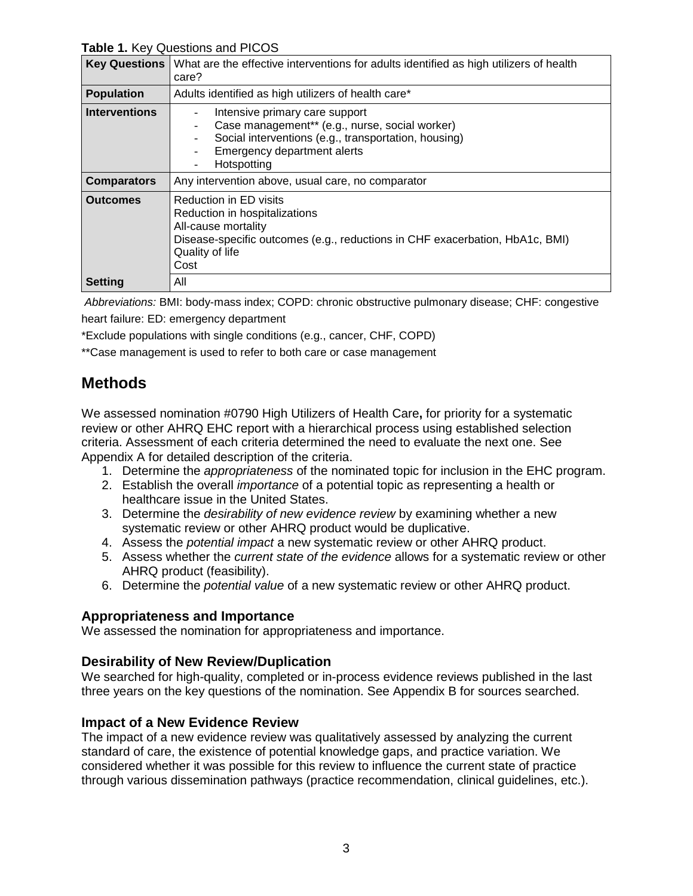**Table 1.** Key Questions and PICOS

| **Key Questions** | What are the effective interventions for adults identified as high utilizers of health care? |
|---|---|
| **Population** | Adults identified as high utilizers of health care* |
| **Interventions** | - Intensive primary care support<br>- Case management** (e.g., nurse, social worker)<br>- Social interventions (e.g., transportation, housing)<br>- Emergency department alerts<br>- Hotspotting |
| **Comparators** | Any intervention above, usual care, no comparator |
| **Outcomes** | Reduction in ED visits<br>Reduction in hospitalizations<br>All-cause mortality<br>Disease-specific outcomes (e.g., reductions in CHF exacerbation, HbA1c, BMI)<br>Quality of life<br>Cost |
| **Setting** | All |

*Abbreviations:* BMI: body-mass index; COPD: chronic obstructive pulmonary disease; CHF: congestive heart failure: ED: emergency department

*Exclude populations with single conditions (e.g., cancer, CHF, COPD)

**Case management is used to refer to both care or case management

# Methods

We assessed nomination #0790 High Utilizers of Health Care**,** for priority for a systematic review or other AHRQ EHC report with a hierarchical process using established selection criteria. Assessment of each criteria determined the need to evaluate the next one. See Appendix A for detailed description of the criteria.

1. Determine the *appropriateness* of the nominated topic for inclusion in the EHC program.
2. Establish the overall *importance* of a potential topic as representing a health or healthcare issue in the United States.
3. Determine the *desirability of new evidence review* by examining whether a new systematic review or other AHRQ product would be duplicative.
4. Assess the *potential impact* a new systematic review or other AHRQ product.
5. Assess whether the *current state of the evidence* allows for a systematic review or other AHRQ product (feasibility).
6. Determine the *potential value* of a new systematic review or other AHRQ product.

### Appropriateness and Importance

We assessed the nomination for appropriateness and importance.

### Desirability of New Review/Duplication

We searched for high-quality, completed or in-process evidence reviews published in the last three years on the key questions of the nomination. See Appendix B for sources searched.

### Impact of a New Evidence Review

The impact of a new evidence review was qualitatively assessed by analyzing the current standard of care, the existence of potential knowledge gaps, and practice variation. We considered whether it was possible for this review to influence the current state of practice through various dissemination pathways (practice recommendation, clinical guidelines, etc.).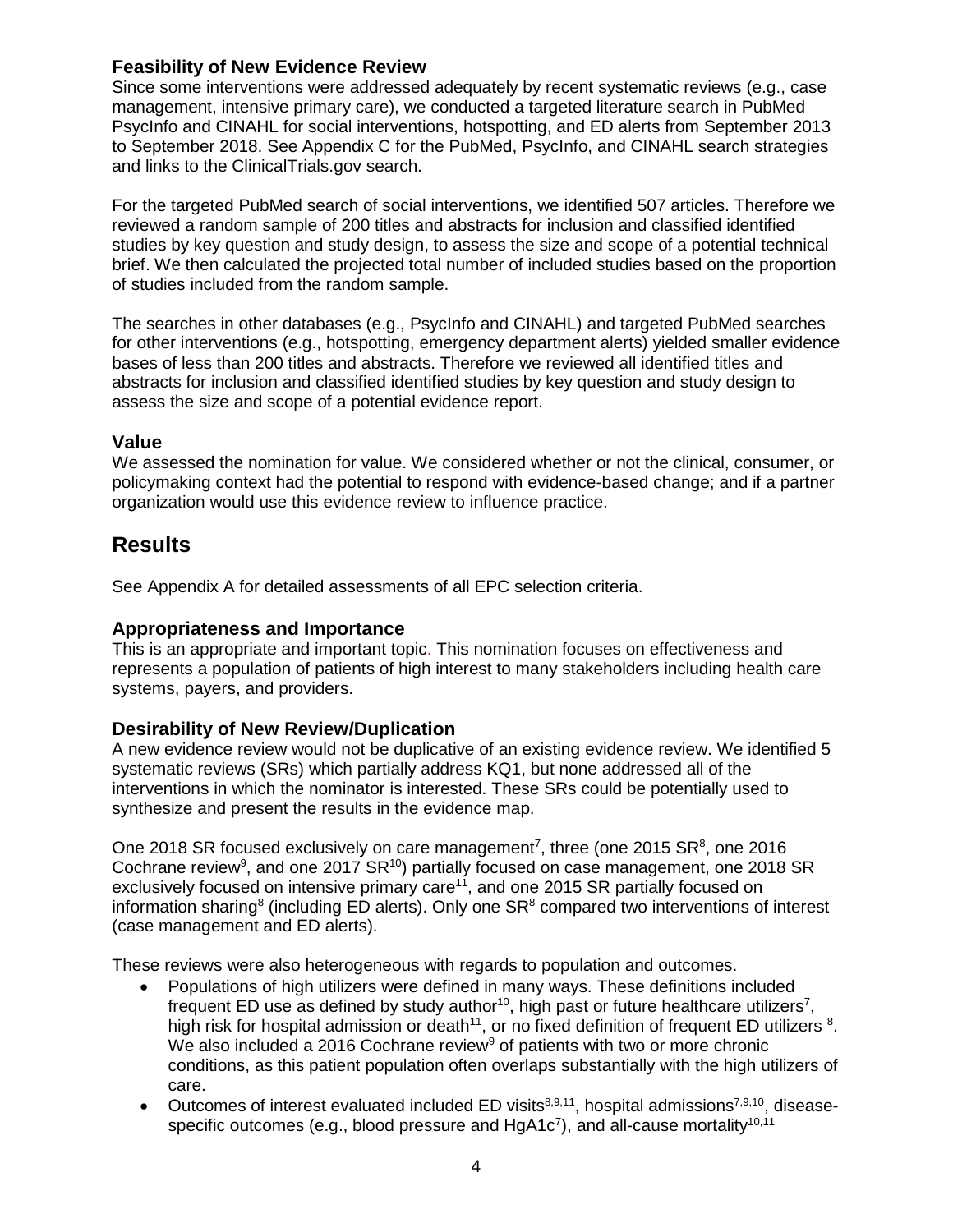### Feasibility of New Evidence Review

Since some interventions were addressed adequately by recent systematic reviews (e.g., case management, intensive primary care), we conducted a targeted literature search in PubMed PsycInfo and CINAHL for social interventions, hotspotting, and ED alerts from September 2013 to September 2018. See Appendix C for the PubMed, PsycInfo, and CINAHL search strategies and links to the ClinicalTrials.gov search.

For the targeted PubMed search of social interventions, we identified 507 articles. Therefore we reviewed a random sample of 200 titles and abstracts for inclusion and classified identified studies by key question and study design, to assess the size and scope of a potential technical brief. We then calculated the projected total number of included studies based on the proportion of studies included from the random sample.

The searches in other databases (e.g., PsycInfo and CINAHL) and targeted PubMed searches for other interventions (e.g., hotspotting, emergency department alerts) yielded smaller evidence bases of less than 200 titles and abstracts. Therefore we reviewed all identified titles and abstracts for inclusion and classified identified studies by key question and study design to assess the size and scope of a potential evidence report.

### Value

We assessed the nomination for value. We considered whether or not the clinical, consumer, or policymaking context had the potential to respond with evidence-based change; and if a partner organization would use this evidence review to influence practice.

## Results

See Appendix A for detailed assessments of all EPC selection criteria.

### Appropriateness and Importance

This is an appropriate and important topic. This nomination focuses on effectiveness and represents a population of patients of high interest to many stakeholders including health care systems, payers, and providers.

### Desirability of New Review/Duplication

A new evidence review would not be duplicative of an existing evidence review. We identified 5 systematic reviews (SRs) which partially address KQ1, but none addressed all of the interventions in which the nominator is interested. These SRs could be potentially used to synthesize and present the results in the evidence map.

One 2018 SR focused exclusively on care management[7], three (one 2015 SR[8], one 2016 Cochrane review[9], and one 2017 SR[10]) partially focused on case management, one 2018 SR exclusively focused on intensive primary care[11], and one 2015 SR partially focused on information sharing[8] (including ED alerts). Only one SR[8] compared two interventions of interest (case management and ED alerts).

These reviews were also heterogeneous with regards to population and outcomes.

- Populations of high utilizers were defined in many ways. These definitions included frequent ED use as defined by study author[10], high past or future healthcare utilizers[7], high risk for hospital admission or death[11], or no fixed definition of frequent ED utilizers [8]. We also included a 2016 Cochrane review[9] of patients with two or more chronic conditions, as this patient population often overlaps substantially with the high utilizers of care.
- Outcomes of interest evaluated included ED visits[8,9,11], hospital admissions[7,9,10], disease-specific outcomes (e.g., blood pressure and HgA1c[7]), and all-cause mortality[10,11]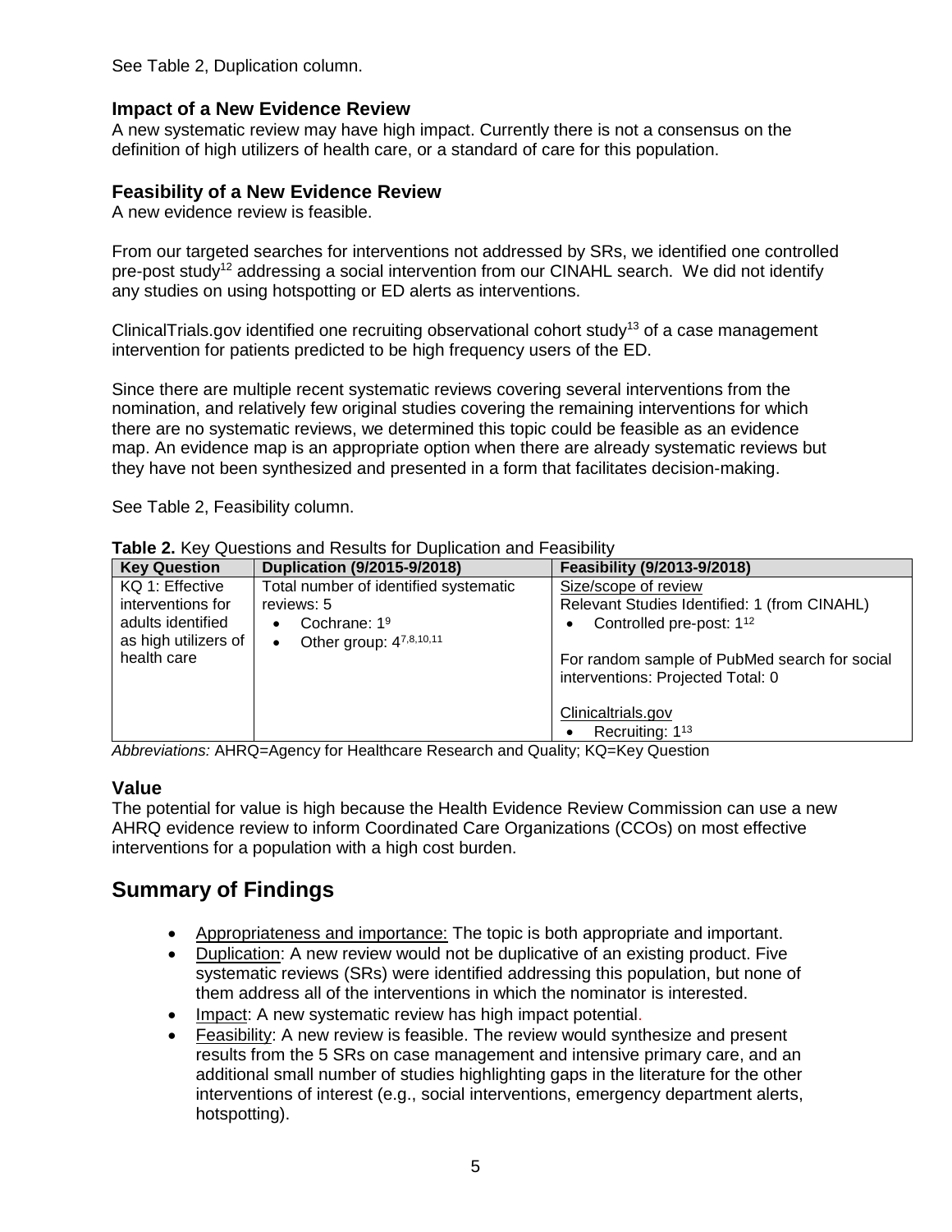See Table 2, Duplication column.

### Impact of a New Evidence Review

A new systematic review may have high impact. Currently there is not a consensus on the definition of high utilizers of health care, or a standard of care for this population.

### Feasibility of a New Evidence Review

A new evidence review is feasible.

From our targeted searches for interventions not addressed by SRs, we identified one controlled pre-post study[12] addressing a social intervention from our CINAHL search. We did not identify any studies on using hotspotting or ED alerts as interventions.

ClinicalTrials.gov identified one recruiting observational cohort study[13] of a case management intervention for patients predicted to be high frequency users of the ED.

Since there are multiple recent systematic reviews covering several interventions from the nomination, and relatively few original studies covering the remaining interventions for which there are no systematic reviews, we determined this topic could be feasible as an evidence map. An evidence map is an appropriate option when there are already systematic reviews but they have not been synthesized and presented in a form that facilitates decision-making.

See Table 2, Feasibility column.

**Table 2.** Key Questions and Results for Duplication and Feasibility

| Key Question | Duplication (9/2015-9/2018) | Feasibility (9/2013-9/2018) |
|---|---|---|
| KQ 1: Effective interventions for adults identified as high utilizers of health care | Total number of identified systematic reviews: 5<br>• Cochrane: 1[9]<br>• Other group: 4[7,8,10,11] | Size/scope of review<br>Relevant Studies Identified: 1 (from CINAHL)<br>• Controlled pre-post: 1[12]<br><br>For random sample of PubMed search for social interventions: Projected Total: 0<br><br>Clinicaltrials.gov<br>• Recruiting: 1[13] |

*Abbreviations:* AHRQ=Agency for Healthcare Research and Quality; KQ=Key Question

### Value

The potential for value is high because the Health Evidence Review Commission can use a new AHRQ evidence review to inform Coordinated Care Organizations (CCOs) on most effective interventions for a population with a high cost burden.

## Summary of Findings

- Appropriateness and importance: The topic is both appropriate and important.
- Duplication: A new review would not be duplicative of an existing product. Five systematic reviews (SRs) were identified addressing this population, but none of them address all of the interventions in which the nominator is interested.
- Impact: A new systematic review has high impact potential.
- Feasibility: A new review is feasible. The review would synthesize and present results from the 5 SRs on case management and intensive primary care, and an additional small number of studies highlighting gaps in the literature for the other interventions of interest (e.g., social interventions, emergency department alerts, hotspotting).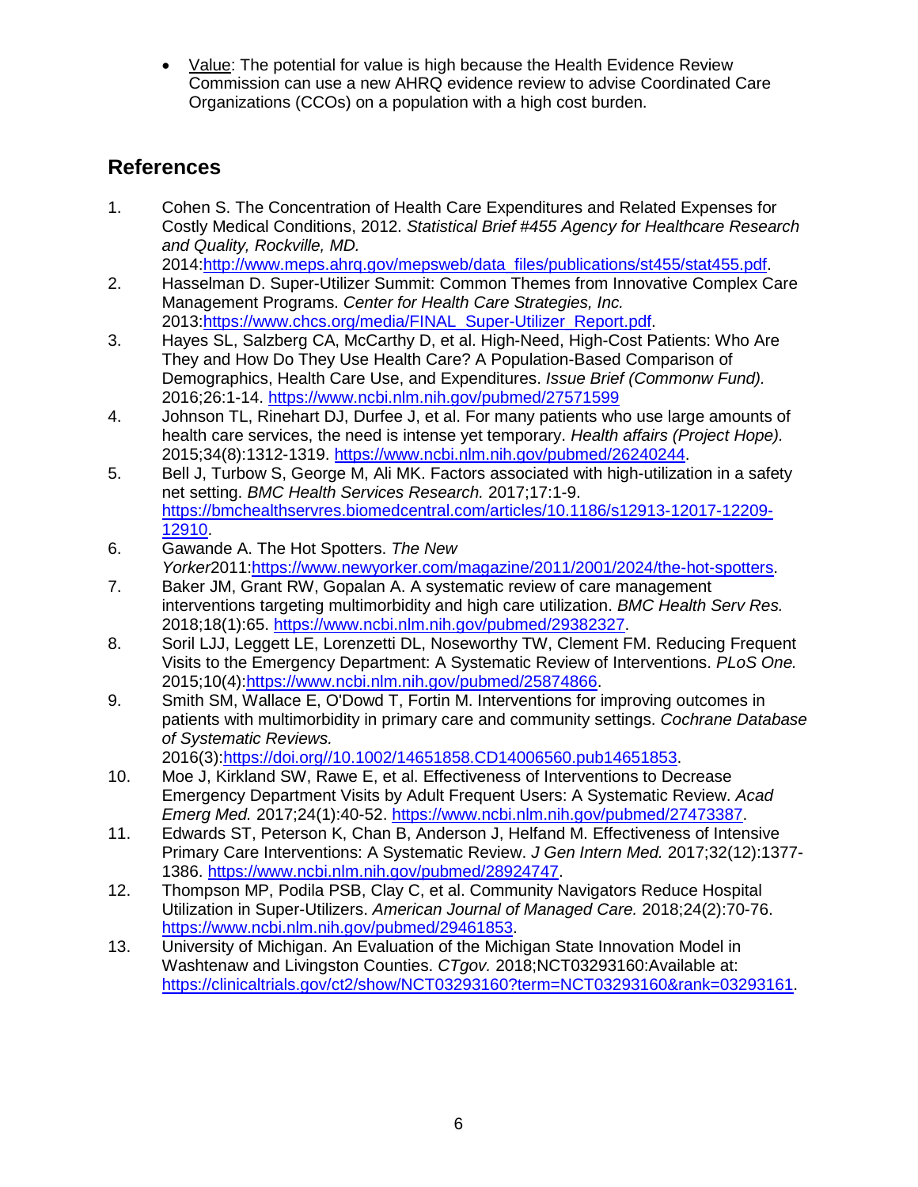- Value: The potential for value is high because the Health Evidence Review Commission can use a new AHRQ evidence review to advise Coordinated Care Organizations (CCOs) on a population with a high cost burden.

## References

1. Cohen S. The Concentration of Health Care Expenditures and Related Expenses for Costly Medical Conditions, 2012. *Statistical Brief #455 Agency for Healthcare Research and Quality, Rockville, MD.* 2014:http://www.meps.ahrq.gov/mepsweb/data_files/publications/st455/stat455.pdf.
2. Hasselman D. Super-Utilizer Summit: Common Themes from Innovative Complex Care Management Programs. *Center for Health Care Strategies, Inc.* 2013:https://www.chcs.org/media/FINAL_Super-Utilizer_Report.pdf.
3. Hayes SL, Salzberg CA, McCarthy D, et al. High-Need, High-Cost Patients: Who Are They and How Do They Use Health Care? A Population-Based Comparison of Demographics, Health Care Use, and Expenditures. *Issue Brief (Commonw Fund).* 2016;26:1-14. https://www.ncbi.nlm.nih.gov/pubmed/27571599
4. Johnson TL, Rinehart DJ, Durfee J, et al. For many patients who use large amounts of health care services, the need is intense yet temporary. *Health affairs (Project Hope).* 2015;34(8):1312-1319. https://www.ncbi.nlm.nih.gov/pubmed/26240244.
5. Bell J, Turbow S, George M, Ali MK. Factors associated with high-utilization in a safety net setting. *BMC Health Services Research.* 2017;17:1-9. https://bmchealthservres.biomedcentral.com/articles/10.1186/s12913-12017-12209-12910.
6. Gawande A. The Hot Spotters. *The New Yorker*2011:https://www.newyorker.com/magazine/2011/2001/2024/the-hot-spotters.
7. Baker JM, Grant RW, Gopalan A. A systematic review of care management interventions targeting multimorbidity and high care utilization. *BMC Health Serv Res.* 2018;18(1):65. https://www.ncbi.nlm.nih.gov/pubmed/29382327.
8. Soril LJJ, Leggett LE, Lorenzetti DL, Noseworthy TW, Clement FM. Reducing Frequent Visits to the Emergency Department: A Systematic Review of Interventions. *PLoS One.* 2015;10(4):https://www.ncbi.nlm.nih.gov/pubmed/25874866.
9. Smith SM, Wallace E, O'Dowd T, Fortin M. Interventions for improving outcomes in patients with multimorbidity in primary care and community settings. *Cochrane Database of Systematic Reviews.* 2016(3):https://doi.org//10.1002/14651858.CD14006560.pub14651853.
10. Moe J, Kirkland SW, Rawe E, et al. Effectiveness of Interventions to Decrease Emergency Department Visits by Adult Frequent Users: A Systematic Review. *Acad Emerg Med.* 2017;24(1):40-52. https://www.ncbi.nlm.nih.gov/pubmed/27473387.
11. Edwards ST, Peterson K, Chan B, Anderson J, Helfand M. Effectiveness of Intensive Primary Care Interventions: A Systematic Review. *J Gen Intern Med.* 2017;32(12):1377-1386. https://www.ncbi.nlm.nih.gov/pubmed/28924747.
12. Thompson MP, Podila PSB, Clay C, et al. Community Navigators Reduce Hospital Utilization in Super-Utilizers. *American Journal of Managed Care.* 2018;24(2):70-76. https://www.ncbi.nlm.nih.gov/pubmed/29461853.
13. University of Michigan. An Evaluation of the Michigan State Innovation Model in Washtenaw and Livingston Counties. *CTgov.* 2018;NCT03293160:Available at: https://clinicaltrials.gov/ct2/show/NCT03293160?term=NCT03293160&rank=03293161.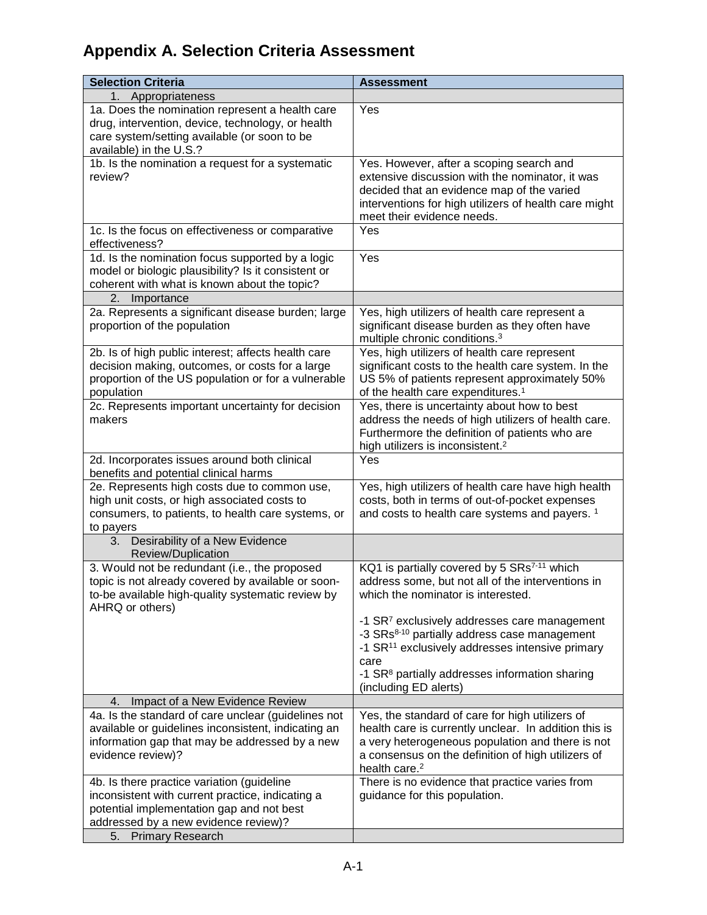# Appendix A. Selection Criteria Assessment

| Selection Criteria | Assessment |
|---|---|
| 1. Appropriateness | |
| 1a. Does the nomination represent a health care drug, intervention, device, technology, or health care system/setting available (or soon to be available) in the U.S.? | Yes |
| 1b. Is the nomination a request for a systematic review? | Yes. However, after a scoping search and extensive discussion with the nominator, it was decided that an evidence map of the varied interventions for high utilizers of health care might meet their evidence needs. |
| 1c. Is the focus on effectiveness or comparative effectiveness? | Yes |
| 1d. Is the nomination focus supported by a logic model or biologic plausibility? Is it consistent or coherent with what is known about the topic? | Yes |
| 2. Importance | |
| 2a. Represents a significant disease burden; large proportion of the population | Yes, high utilizers of health care represent a significant disease burden as they often have multiple chronic conditions.[3] |
| 2b. Is of high public interest; affects health care decision making, outcomes, or costs for a large proportion of the US population or for a vulnerable population | Yes, high utilizers of health care represent significant costs to the health care system. In the US 5% of patients represent approximately 50% of the health care expenditures.[1] |
| 2c. Represents important uncertainty for decision makers | Yes, there is uncertainty about how to best address the needs of high utilizers of health care. Furthermore the definition of patients who are high utilizers is inconsistent.[2] |
| 2d. Incorporates issues around both clinical benefits and potential clinical harms | Yes |
| 2e. Represents high costs due to common use, high unit costs, or high associated costs to consumers, to patients, to health care systems, or to payers | Yes, high utilizers of health care have high health costs, both in terms of out-of-pocket expenses and costs to health care systems and payers. [1] |
| 3. Desirability of a New Evidence Review/Duplication | |
| 3. Would not be redundant (i.e., the proposed topic is not already covered by available or soon-to-be available high-quality systematic review by AHRQ or others) | KQ1 is partially covered by 5 SRs[7-11] which address some, but not all of the interventions in which the nominator is interested.<br><br>-1 SR[7] exclusively addresses care management<br>-3 SRs[8-10] partially address case management<br>-1 SR[11] exclusively addresses intensive primary care<br>-1 SR[8] partially addresses information sharing (including ED alerts) |
| 4. Impact of a New Evidence Review | |
| 4a. Is the standard of care unclear (guidelines not available or guidelines inconsistent, indicating an information gap that may be addressed by a new evidence review)? | Yes, the standard of care for high utilizers of health care is currently unclear. In addition this is a very heterogeneous population and there is not a consensus on the definition of high utilizers of health care.[2] |
| 4b. Is there practice variation (guideline inconsistent with current practice, indicating a potential implementation gap and not best addressed by a new evidence review)? | There is no evidence that practice varies from guidance for this population. |
| 5. Primary Research | |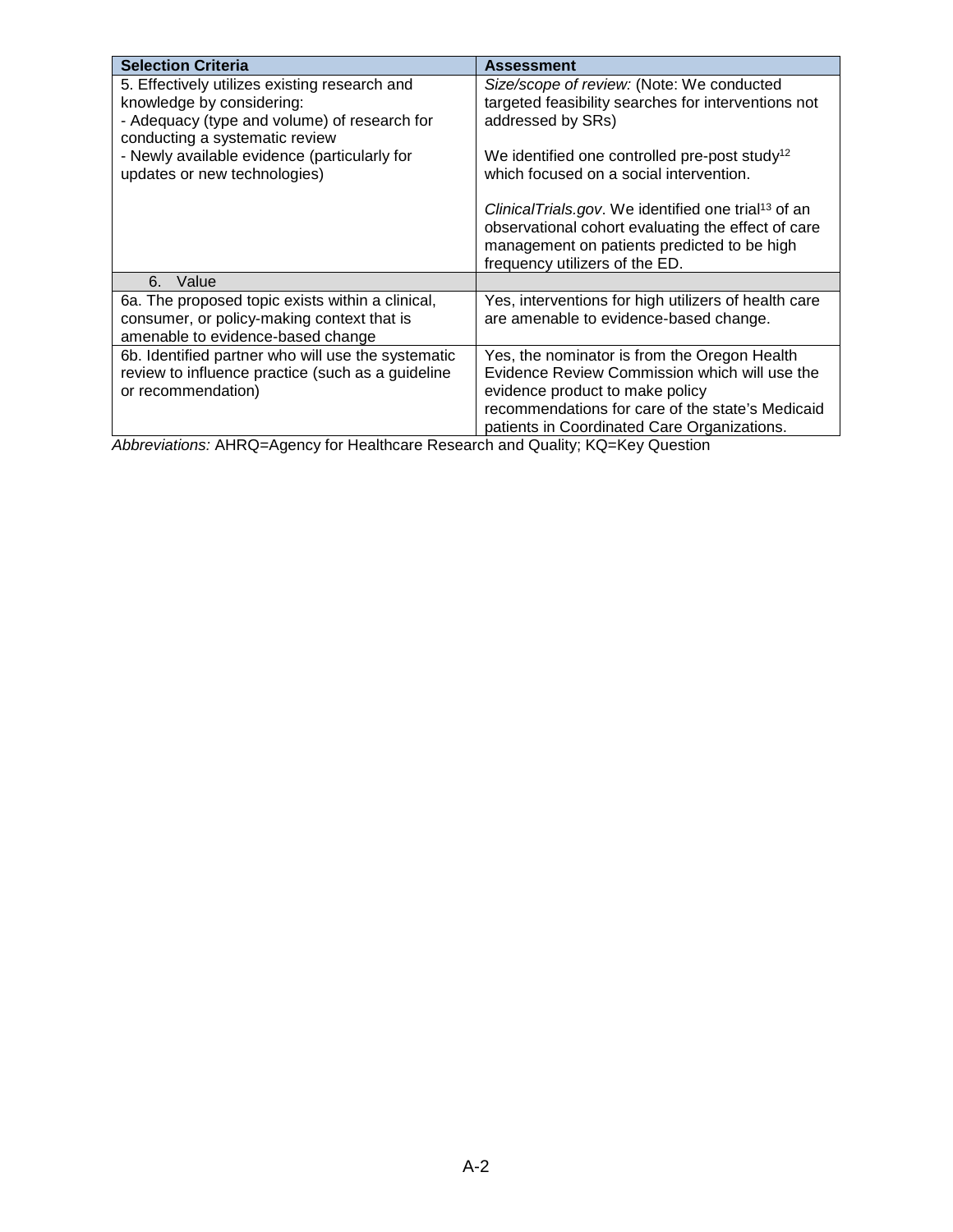| Selection Criteria | Assessment |
| --- | --- |
| 5. Effectively utilizes existing research and knowledge by considering:<br>- Adequacy (type and volume) of research for conducting a systematic review<br>- Newly available evidence (particularly for updates or new technologies) | *Size/scope of review:* (Note: We conducted targeted feasibility searches for interventions not addressed by SRs)<br><br>We identified one controlled pre-post study[12] which focused on a social intervention.<br><br>*ClinicalTrials.gov*. We identified one trial[13] of an observational cohort evaluating the effect of care management on patients predicted to be high frequency utilizers of the ED. |
| 6. Value | |
| 6a. The proposed topic exists within a clinical, consumer, or policy-making context that is amenable to evidence-based change | Yes, interventions for high utilizers of health care are amenable to evidence-based change. |
| 6b. Identified partner who will use the systematic review to influence practice (such as a guideline or recommendation) | Yes, the nominator is from the Oregon Health Evidence Review Commission which will use the evidence product to make policy recommendations for care of the state's Medicaid patients in Coordinated Care Organizations. |

*Abbreviations:* AHRQ=Agency for Healthcare Research and Quality; KQ=Key Question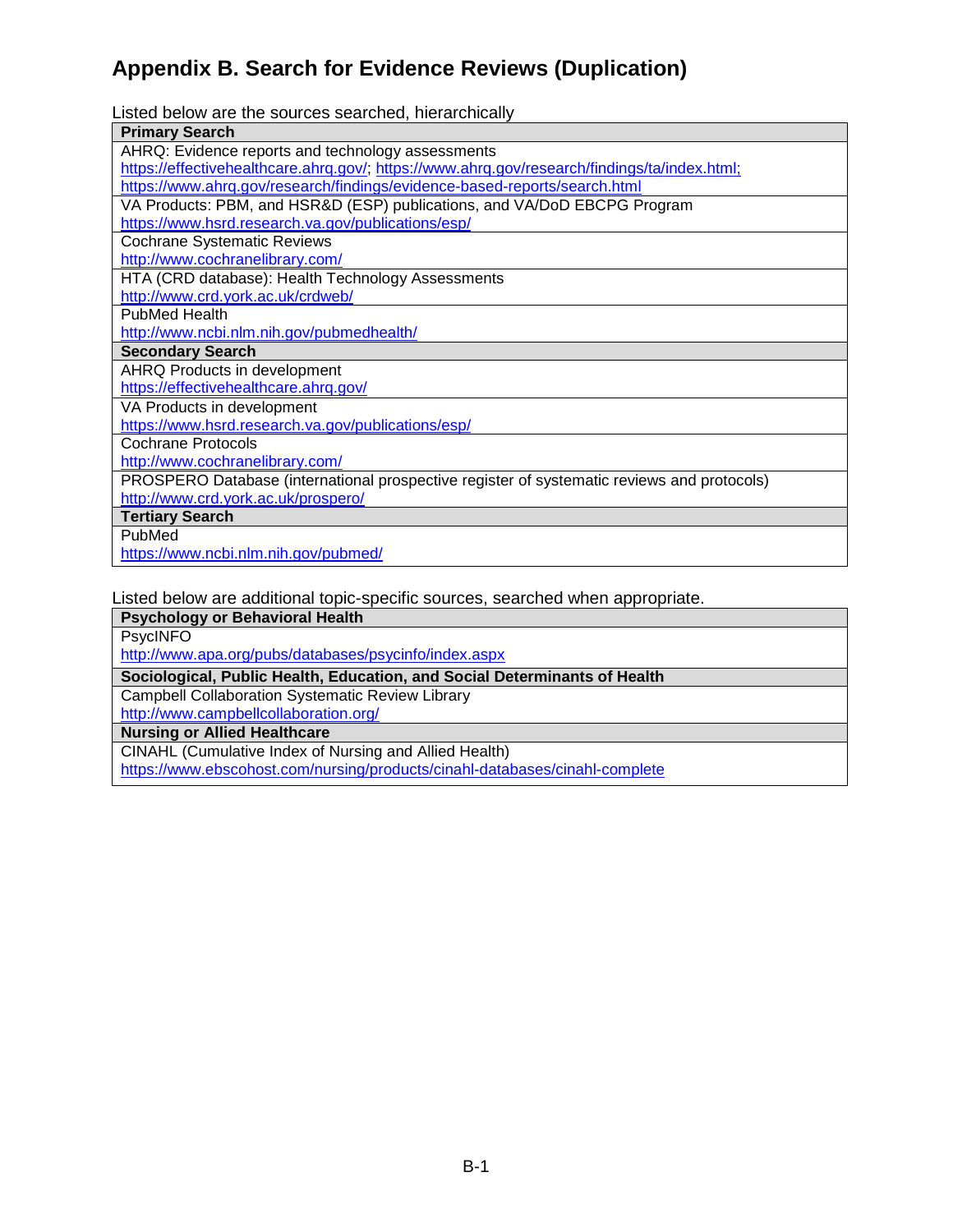# Appendix B. Search for Evidence Reviews (Duplication)

Listed below are the sources searched, hierarchically

| Primary Search |
| --- |
| AHRQ: Evidence reports and technology assessments<br>https://effectivehealthcare.ahrq.gov/; https://www.ahrq.gov/research/findings/ta/index.html; https://www.ahrq.gov/research/findings/evidence-based-reports/search.html |
| VA Products: PBM, and HSR&D (ESP) publications, and VA/DoD EBCPG Program<br>https://www.hsrd.research.va.gov/publications/esp/ |
| Cochrane Systematic Reviews<br>http://www.cochranelibrary.com/ |
| HTA (CRD database): Health Technology Assessments<br>http://www.crd.york.ac.uk/crdweb/ |
| PubMed Health<br>http://www.ncbi.nlm.nih.gov/pubmedhealth/ |
| **Secondary Search** |
| AHRQ Products in development<br>https://effectivehealthcare.ahrq.gov/ |
| VA Products in development<br>https://www.hsrd.research.va.gov/publications/esp/ |
| Cochrane Protocols<br>http://www.cochranelibrary.com/ |
| PROSPERO Database (international prospective register of systematic reviews and protocols)<br>http://www.crd.york.ac.uk/prospero/ |
| **Tertiary Search** |
| PubMed<br>https://www.ncbi.nlm.nih.gov/pubmed/ |

Listed below are additional topic-specific sources, searched when appropriate.

| Psychology or Behavioral Health |
| --- |
| PsycINFO<br>http://www.apa.org/pubs/databases/psycinfo/index.aspx |
| **Sociological, Public Health, Education, and Social Determinants of Health** |
| Campbell Collaboration Systematic Review Library<br>http://www.campbellcollaboration.org/ |
| **Nursing or Allied Healthcare** |
| CINAHL (Cumulative Index of Nursing and Allied Health)<br>https://www.ebscohost.com/nursing/products/cinahl-databases/cinahl-complete |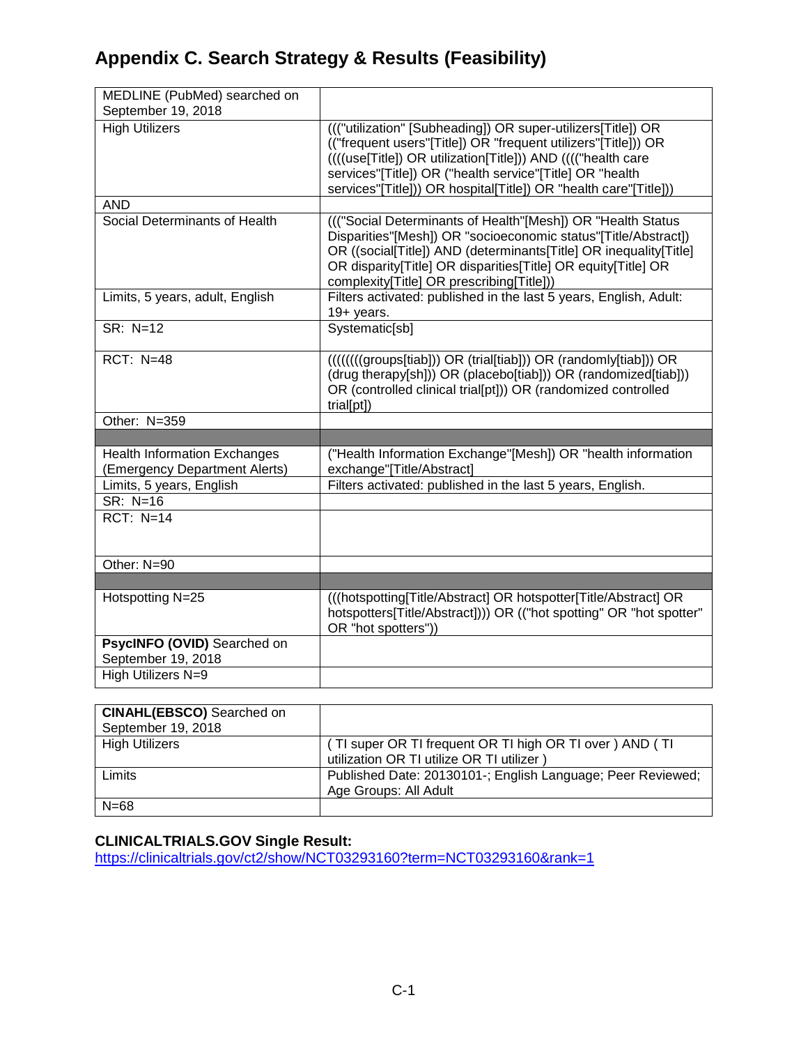# Appendix C. Search Strategy & Results (Feasibility)

| | |
|---|---|
| MEDLINE (PubMed) searched on September 19, 2018 | |
| High Utilizers | ((("utilization" [Subheading]) OR super-utilizers[Title]) OR (("frequent users"[Title]) OR "frequent utilizers"[Title])) OR ((((use[Title]) OR utilization[Title])) AND (((("health care services"[Title]) OR ("health service"[Title] OR "health services"[Title])) OR hospital[Title]) OR "health care"[Title])) |
| AND | |
| Social Determinants of Health | ((("Social Determinants of Health"[Mesh]) OR "Health Status Disparities"[Mesh]) OR "socioeconomic status"[Title/Abstract]) OR ((social[Title]) AND (determinants[Title] OR inequality[Title] OR disparity[Title] OR disparities[Title] OR equity[Title] OR complexity[Title] OR prescribing[Title])) |
| Limits, 5 years, adult, English | Filters activated: published in the last 5 years, English, Adult: 19+ years. |
| SR: N=12 | Systematic[sb] |
| RCT: N=48 | ((((((((groups[tiab])) OR (trial[tiab])) OR (randomly[tiab])) OR (drug therapy[sh])) OR (placebo[tiab])) OR (randomized[tiab])) OR (controlled clinical trial[pt])) OR (randomized controlled trial[pt]) |
| Other: N=359 | |
| | |
| Health Information Exchanges (Emergency Department Alerts) | ("Health Information Exchange"[Mesh]) OR "health information exchange"[Title/Abstract] |
| Limits, 5 years, English | Filters activated: published in the last 5 years, English. |
| SR: N=16 | |
| RCT: N=14 | |
| Other: N=90 | |
| | |
| Hotspotting N=25 | (((hotspotting[Title/Abstract] OR hotspotter[Title/Abstract] OR hotspotters[Title/Abstract]))) OR (("hot spotting" OR "hot spotter" OR "hot spotters")) |
| **PsycINFO (OVID)** Searched on September 19, 2018 | |
| High Utilizers N=9 | |

| | |
|---|---|
| **CINAHL(EBSCO)** Searched on September 19, 2018 | |
| High Utilizers | ( TI super OR TI frequent OR TI high OR TI over ) AND ( TI utilization OR TI utilize OR TI utilizer ) |
| Limits | Published Date: 20130101-; English Language; Peer Reviewed; Age Groups: All Adult |
| N=68 | |

**CLINICALTRIALS.GOV Single Result:**
https://clinicaltrials.gov/ct2/show/NCT03293160?term=NCT03293160&rank=1